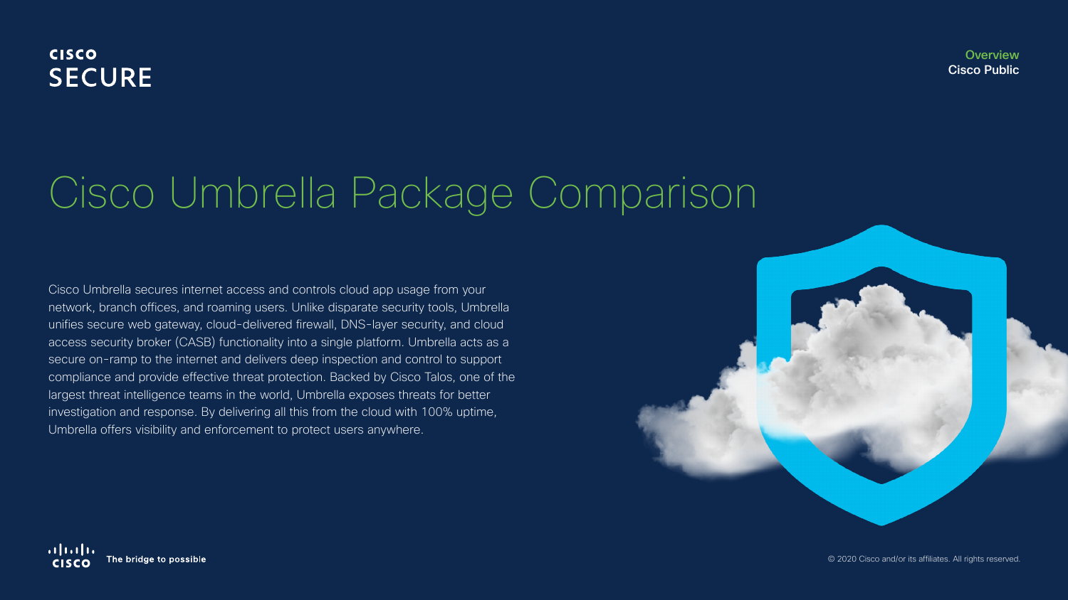Cisco Secure

Overview
Cisco Public

# Cisco Umbrella Package Comparison

Cisco Umbrella secures internet access and controls cloud app usage from your network, branch offices, and roaming users. Unlike disparate security tools, Umbrella unifies secure web gateway, cloud-delivered firewall, DNS-layer security, and cloud access security broker (CASB) functionality into a single platform. Umbrella acts as a secure on-ramp to the internet and delivers deep inspection and control to support compliance and provide effective threat protection. Backed by Cisco Talos, one of the largest threat intelligence teams in the world, Umbrella exposes threats for better investigation and response. By delivering all this from the cloud with 100% uptime, Umbrella offers visibility and enforcement to protect users anywhere.

The bridge to possible

© 2020 Cisco and/or its affiliates. All rights reserved.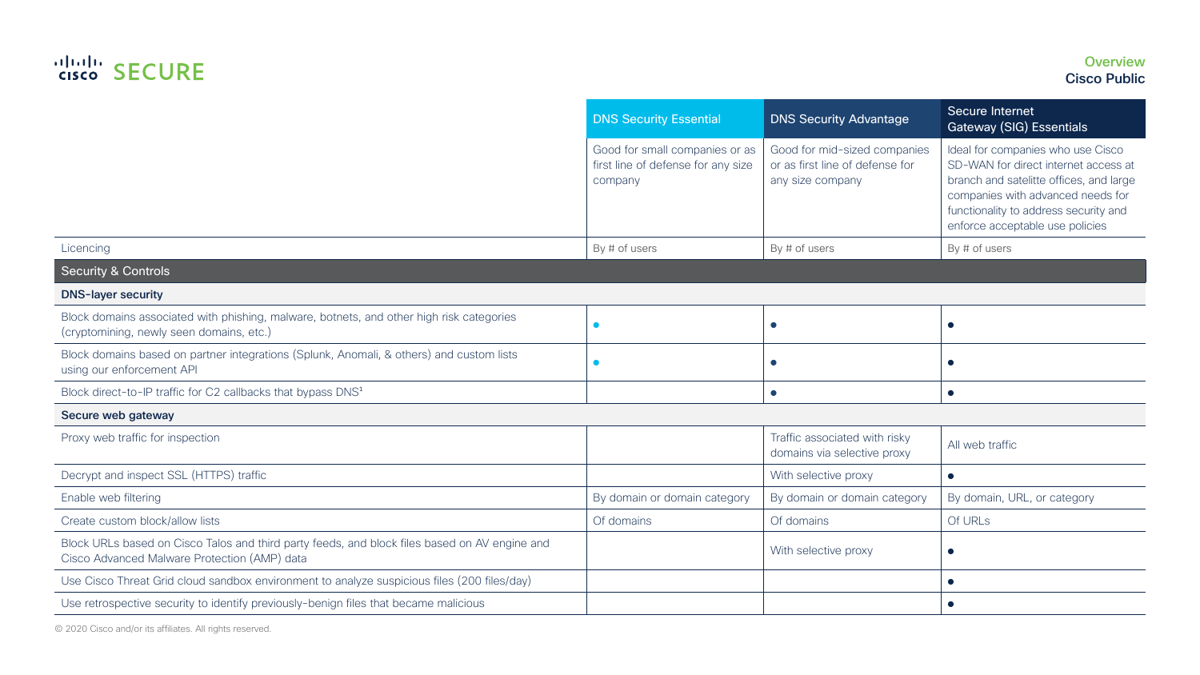| | DNS Security Essential | DNS Security Advantage | Secure Internet Gateway (SIG) Essentials |
|---|---|---|---|
| | Good for small companies or as first line of defense for any size company | Good for mid-sized companies or as first line of defense for any size company | Ideal for companies who use Cisco SD-WAN for direct internet access at branch and satelitte offices, and large companies with advanced needs for functionality to address security and enforce acceptable use policies |
| Licencing | By # of users | By # of users | By # of users |
| **Security & Controls** | | | |
| **DNS-layer security** | | | |
| Block domains associated with phishing, malware, botnets, and other high risk categories (cryptomining, newly seen domains, etc.) | ● | ● | ● |
| Block domains based on partner integrations (Splunk, Anomali, & others) and custom lists using our enforcement API | ● | ● | ● |
| Block direct-to-IP traffic for C2 callbacks that bypass DNS[1] | | ● | ● |
| **Secure web gateway** | | | |
| Proxy web traffic for inspection | | Traffic associated with risky domains via selective proxy | All web traffic |
| Decrypt and inspect SSL (HTTPS) traffic | | With selective proxy | ● |
| Enable web filtering | By domain or domain category | By domain or domain category | By domain, URL, or category |
| Create custom block/allow lists | Of domains | Of domains | Of URLs |
| Block URLs based on Cisco Talos and third party feeds, and block files based on AV engine and Cisco Advanced Malware Protection (AMP) data | | With selective proxy | ● |
| Use Cisco Threat Grid cloud sandbox environment to analyze suspicious files (200 files/day) | | | ● |
| Use retrospective security to identify previously-benign files that became malicious | | | ● |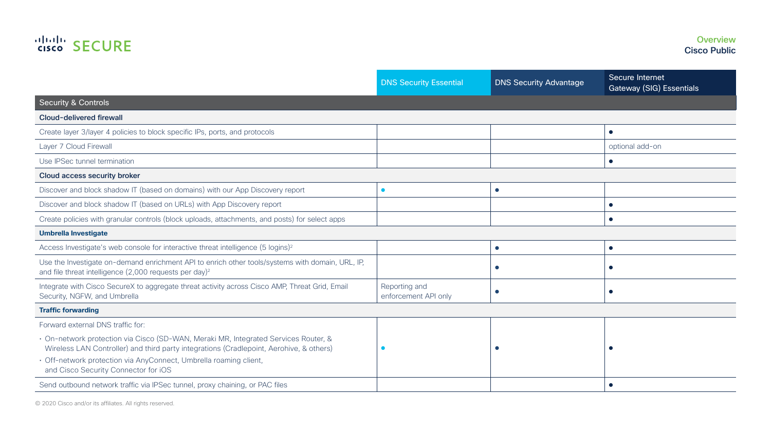| | DNS Security Essential | DNS Security Advantage | Secure Internet Gateway (SIG) Essentials |
|---|---|---|---|
| **Security & Controls** | | | |
| **Cloud-delivered firewall** | | | |
| Create layer 3/layer 4 policies to block specific IPs, ports, and protocols | | | ● |
| Layer 7 Cloud Firewall | | | optional add-on |
| Use IPSec tunnel termination | | | ● |
| **Cloud access security broker** | | | |
| Discover and block shadow IT (based on domains) with our App Discovery report | ● | ● | |
| Discover and block shadow IT (based on URLs) with App Discovery report | | | ● |
| Create policies with granular controls (block uploads, attachments, and posts) for select apps | | | ● |
| **Umbrella Investigate** | | | |
| Access Investigate's web console for interactive threat intelligence (5 logins)[2] | | ● | ● |
| Use the Investigate on-demand enrichment API to enrich other tools/systems with domain, URL, IP, and file threat intelligence (2,000 requests per day)[2] | | ● | ● |
| Integrate with Cisco SecureX to aggregate threat activity across Cisco AMP, Threat Grid, Email Security, NGFW, and Umbrella | Reporting and enforcement API only | ● | ● |
| **Traffic forwarding** | | | |
| Forward external DNS traffic for: <br>• On-network protection via Cisco (SD-WAN, Meraki MR, Integrated Services Router, & Wireless LAN Controller) and third party integrations (Cradlepoint, Aerohive, & others) <br>• Off-network protection via AnyConnect, Umbrella roaming client, and Cisco Security Connector for iOS | ● | ● | ● |
| Send outbound network traffic via IPSec tunnel, proxy chaining, or PAC files | | | ● |

© 2020 Cisco and/or its affiliates. All rights reserved.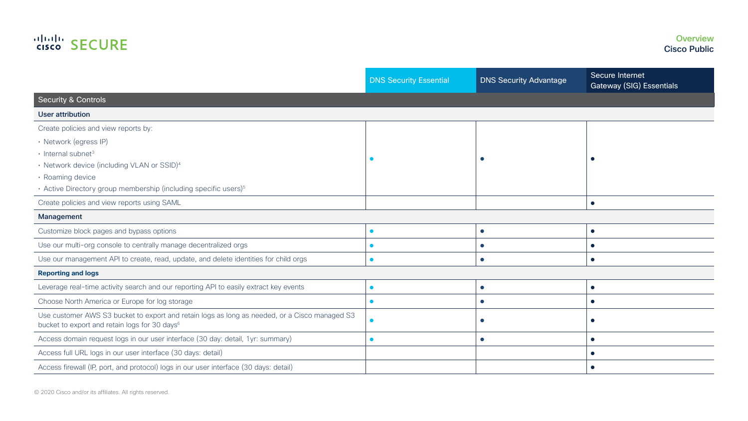| | DNS Security Essential | DNS Security Advantage | Secure Internet Gateway (SIG) Essentials |
|---|---|---|---|
| **Security & Controls** | | | |
| **User attribution** | | | |
| Create policies and view reports by:<br>• Network (egress IP)<br>• Internal subnet[3]<br>• Network device (including VLAN or SSID)[4]<br>• Roaming device<br>• Active Directory group membership (including specific users)[5] | ● | ● | ● |
| Create policies and view reports using SAML | | | ● |
| **Management** | | | |
| Customize block pages and bypass options | ● | ● | ● |
| Use our multi-org console to centrally manage decentralized orgs | ● | ● | ● |
| Use our management API to create, read, update, and delete identities for child orgs | ● | ● | ● |
| **Reporting and logs** | | | |
| Leverage real-time activity search and our reporting API to easily extract key events | ● | ● | ● |
| Choose North America or Europe for log storage | ● | ● | ● |
| Use customer AWS S3 bucket to export and retain logs as long as needed, or a Cisco managed S3 bucket to export and retain logs for 30 days[6] | ● | ● | ● |
| Access domain request logs in our user interface (30 day: detail, 1yr: summary) | ● | ● | ● |
| Access full URL logs in our user interface (30 days: detail) | | | ● |
| Access firewall (IP, port, and protocol) logs in our user interface (30 days: detail) | | | ● |

© 2020 Cisco and/or its affiliates. All rights reserved.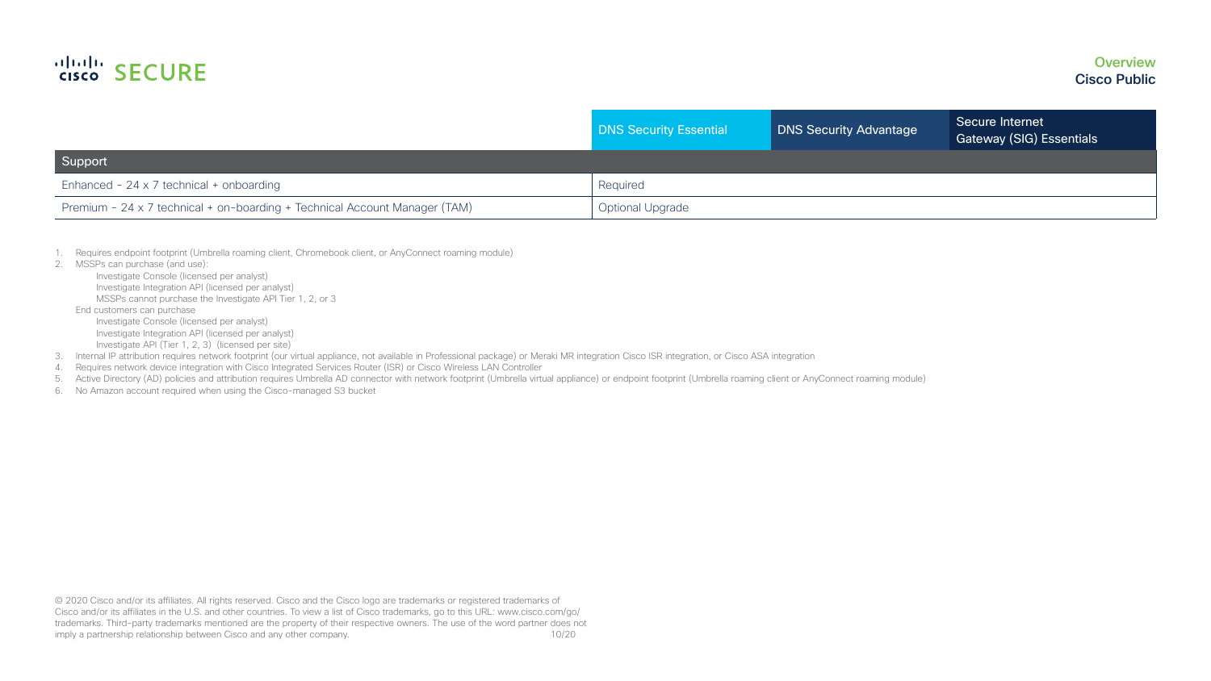| | DNS Security Essential | DNS Security Advantage | Secure Internet Gateway (SIG) Essentials |
|---|---|---|---|
| **Support** | | | |
| Enhanced - 24 x 7 technical + onboarding | Required | | |
| Premium - 24 x 7 technical + on-boarding + Technical Account Manager (TAM) | Optional Upgrade | | |

1. Requires endpoint footprint (Umbrella roaming client, Chromebook client, or AnyConnect roaming module)
2. MSSPs can purchase (and use):
   - Investigate Console (licensed per analyst)
   - Investigate Integration API (licensed per analyst)
   - MSSPs cannot purchase the Investigate API Tier 1, 2, or 3

   End customers can purchase
   - Investigate Console (licensed per analyst)
   - Investigate Integration API (licensed per analyst)
   - Investigate API (Tier 1, 2, 3) (licensed per site)
3. Internal IP attribution requires network footprint (our virtual appliance, not available in Professional package) or Meraki MR integration Cisco ISR integration, or Cisco ASA integration
4. Requires network device integration with Cisco Integrated Services Router (ISR) or Cisco Wireless LAN Controller
5. Active Directory (AD) policies and attribution requires Umbrella AD connector with network footprint (Umbrella virtual appliance) or endpoint footprint (Umbrella roaming client or AnyConnect roaming module)
6. No Amazon account required when using the Cisco-managed S3 bucket

© 2020 Cisco and/or its affiliates. All rights reserved. Cisco and the Cisco logo are trademarks or registered trademarks of Cisco and/or its affiliates in the U.S. and other countries. To view a list of Cisco trademarks, go to this URL: www.cisco.com/go/trademarks. Third-party trademarks mentioned are the property of their respective owners. The use of the word partner does not imply a partnership relationship between Cisco and any other company. 10/20